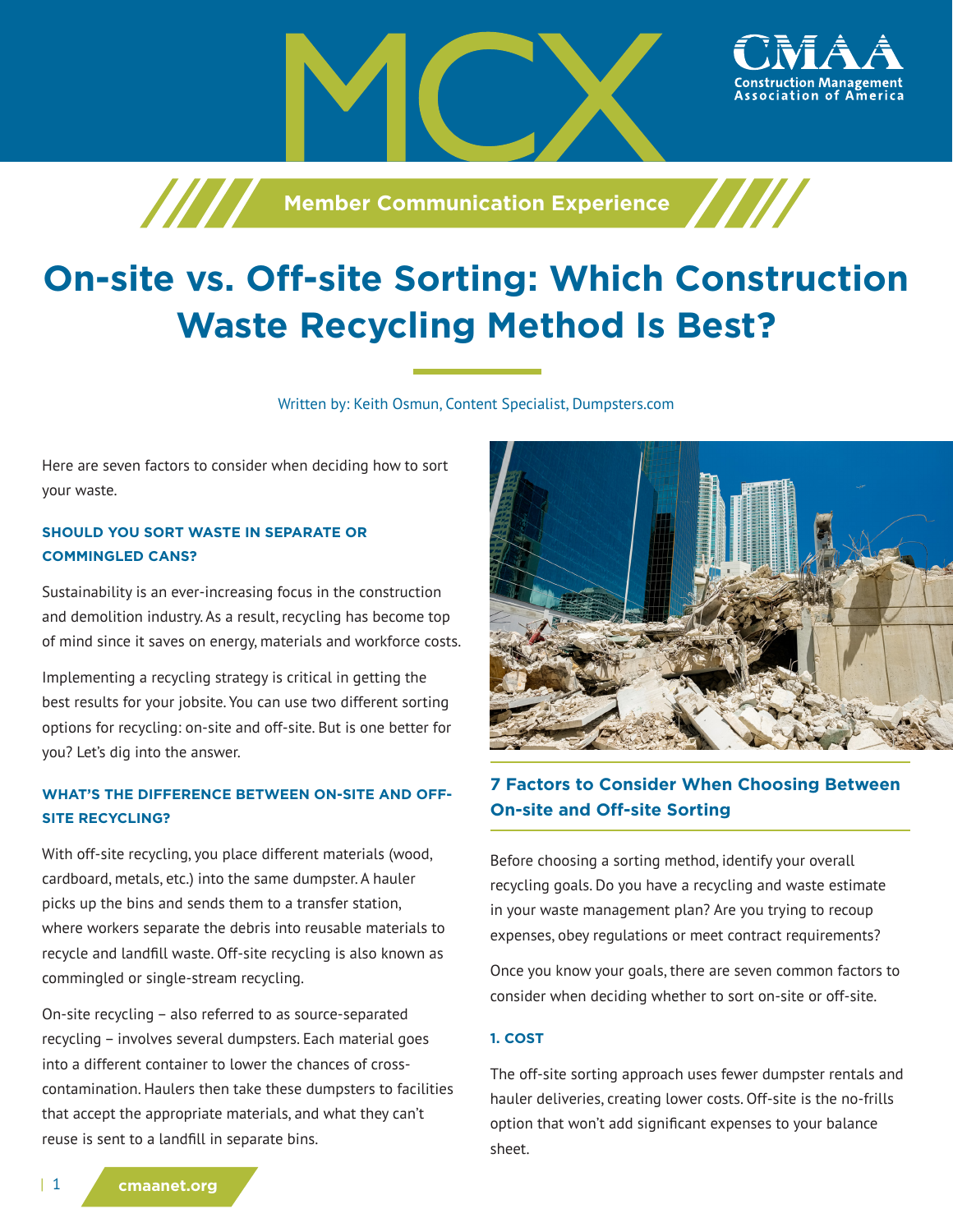MCX

Member Communication Experience

# On-site vs. Off-site Sorting: Which Construction Waste Recycling Method Is Best?

Written by: Keith Osmun, Content Specialist, Dumpsters.com

Here are seven factors to consider when deciding how to sort your waste.

### SHOULD YOU SORT WASTE IN SEPARATE OR COMMINGLED CANS?

Sustainability is an ever-increasing focus in the construction and demolition industry. As a result, recycling has become top of mind since it saves on energy, materials and workforce costs.

Implementing a recycling strategy is critical in getting the best results for your jobsite. You can use two different sorting options for recycling: on-site and off-site. But is one better for you? Let's dig into the answer.

### WHAT'S THE DIFFERENCE BETWEEN ON-SITE AND OFF-SITE RECYCLING?

With off-site recycling, you place different materials (wood, cardboard, metals, etc.) into the same dumpster. A hauler picks up the bins and sends them to a transfer station, where workers separate the debris into reusable materials to recycle and landfill waste. Off-site recycling is also known as commingled or single-stream recycling.

On-site recycling – also referred to as source-separated recycling – involves several dumpsters. Each material goes into a different container to lower the chances of cross-contamination. Haulers then take these dumpsters to facilities that accept the appropriate materials, and what they can't reuse is sent to a landfill in separate bins.

## 7 Factors to Consider When Choosing Between On-site and Off-site Sorting

Before choosing a sorting method, identify your overall recycling goals. Do you have a recycling and waste estimate in your waste management plan? Are you trying to recoup expenses, obey regulations or meet contract requirements?

Once you know your goals, there are seven common factors to consider when deciding whether to sort on-site or off-site.

### 1. COST

The off-site sorting approach uses fewer dumpster rentals and hauler deliveries, creating lower costs. Off-site is the no-frills option that won't add significant expenses to your balance sheet.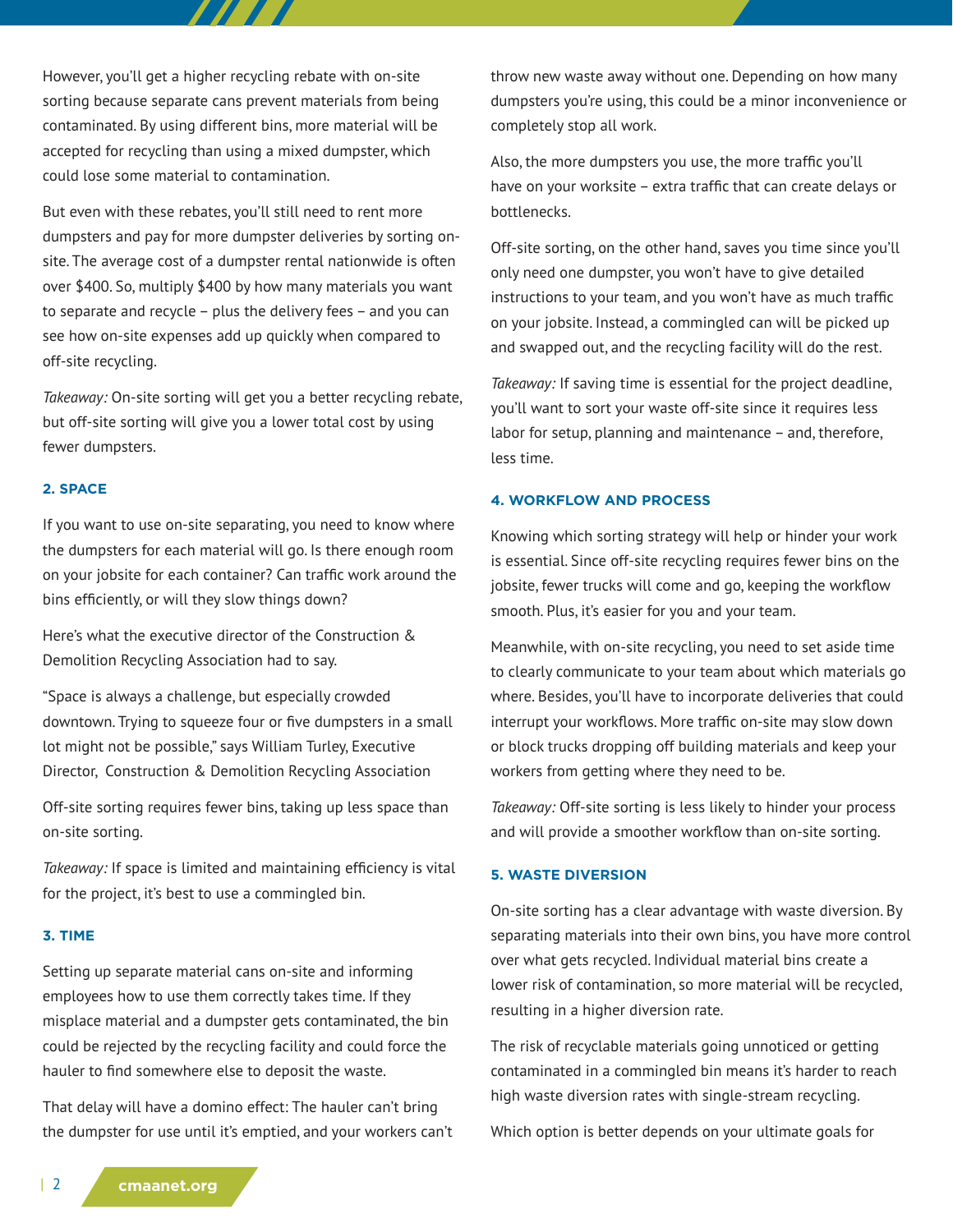However, you'll get a higher recycling rebate with on-site sorting because separate cans prevent materials from being contaminated. By using different bins, more material will be accepted for recycling than using a mixed dumpster, which could lose some material to contamination.

But even with these rebates, you'll still need to rent more dumpsters and pay for more dumpster deliveries by sorting on-site. The average cost of a dumpster rental nationwide is often over $400. So, multiply $400 by how many materials you want to separate and recycle – plus the delivery fees – and you can see how on-site expenses add up quickly when compared to off-site recycling.

*Takeaway:* On-site sorting will get you a better recycling rebate, but off-site sorting will give you a lower total cost by using fewer dumpsters.

#### 2. SPACE

If you want to use on-site separating, you need to know where the dumpsters for each material will go. Is there enough room on your jobsite for each container? Can traffic work around the bins efficiently, or will they slow things down?

Here's what the executive director of the Construction & Demolition Recycling Association had to say.

"Space is always a challenge, but especially crowded downtown. Trying to squeeze four or five dumpsters in a small lot might not be possible," says William Turley, Executive Director, Construction & Demolition Recycling Association

Off-site sorting requires fewer bins, taking up less space than on-site sorting.

*Takeaway:* If space is limited and maintaining efficiency is vital for the project, it's best to use a commingled bin.

#### 3. TIME

Setting up separate material cans on-site and informing employees how to use them correctly takes time. If they misplace material and a dumpster gets contaminated, the bin could be rejected by the recycling facility and could force the hauler to find somewhere else to deposit the waste.

That delay will have a domino effect: The hauler can't bring the dumpster for use until it's emptied, and your workers can't throw new waste away without one. Depending on how many dumpsters you're using, this could be a minor inconvenience or completely stop all work.

Also, the more dumpsters you use, the more traffic you'll have on your worksite – extra traffic that can create delays or bottlenecks.

Off-site sorting, on the other hand, saves you time since you'll only need one dumpster, you won't have to give detailed instructions to your team, and you won't have as much traffic on your jobsite. Instead, a commingled can will be picked up and swapped out, and the recycling facility will do the rest.

*Takeaway:* If saving time is essential for the project deadline, you'll want to sort your waste off-site since it requires less labor for setup, planning and maintenance – and, therefore, less time.

#### 4. WORKFLOW AND PROCESS

Knowing which sorting strategy will help or hinder your work is essential. Since off-site recycling requires fewer bins on the jobsite, fewer trucks will come and go, keeping the workflow smooth. Plus, it's easier for you and your team.

Meanwhile, with on-site recycling, you need to set aside time to clearly communicate to your team about which materials go where. Besides, you'll have to incorporate deliveries that could interrupt your workflows. More traffic on-site may slow down or block trucks dropping off building materials and keep your workers from getting where they need to be.

*Takeaway:* Off-site sorting is less likely to hinder your process and will provide a smoother workflow than on-site sorting.

#### 5. WASTE DIVERSION

On-site sorting has a clear advantage with waste diversion. By separating materials into their own bins, you have more control over what gets recycled. Individual material bins create a lower risk of contamination, so more material will be recycled, resulting in a higher diversion rate.

The risk of recyclable materials going unnoticed or getting contaminated in a commingled bin means it's harder to reach high waste diversion rates with single-stream recycling.

Which option is better depends on your ultimate goals for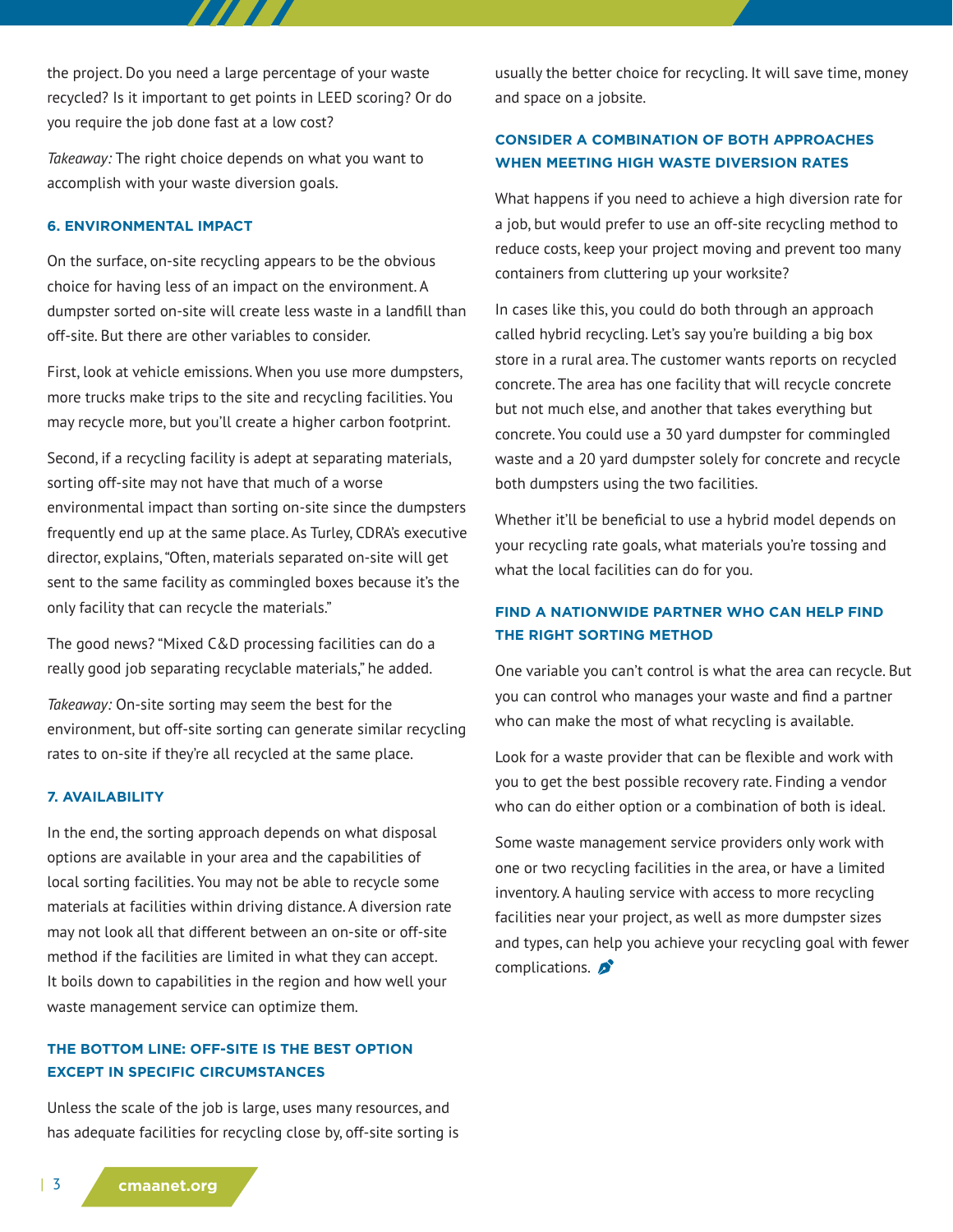the project. Do you need a large percentage of your waste recycled? Is it important to get points in LEED scoring? Or do you require the job done fast at a low cost?

*Takeaway:* The right choice depends on what you want to accomplish with your waste diversion goals.

#### 6. ENVIRONMENTAL IMPACT

On the surface, on-site recycling appears to be the obvious choice for having less of an impact on the environment. A dumpster sorted on-site will create less waste in a landfill than off-site. But there are other variables to consider.

First, look at vehicle emissions. When you use more dumpsters, more trucks make trips to the site and recycling facilities. You may recycle more, but you'll create a higher carbon footprint.

Second, if a recycling facility is adept at separating materials, sorting off-site may not have that much of a worse environmental impact than sorting on-site since the dumpsters frequently end up at the same place. As Turley, CDRA's executive director, explains, "Often, materials separated on-site will get sent to the same facility as commingled boxes because it's the only facility that can recycle the materials."

The good news? "Mixed C&D processing facilities can do a really good job separating recyclable materials," he added.

*Takeaway:* On-site sorting may seem the best for the environment, but off-site sorting can generate similar recycling rates to on-site if they're all recycled at the same place.

#### 7. AVAILABILITY

In the end, the sorting approach depends on what disposal options are available in your area and the capabilities of local sorting facilities. You may not be able to recycle some materials at facilities within driving distance. A diversion rate may not look all that different between an on-site or off-site method if the facilities are limited in what they can accept. It boils down to capabilities in the region and how well your waste management service can optimize them.

### THE BOTTOM LINE: OFF-SITE IS THE BEST OPTION EXCEPT IN SPECIFIC CIRCUMSTANCES

Unless the scale of the job is large, uses many resources, and has adequate facilities for recycling close by, off-site sorting is usually the better choice for recycling. It will save time, money and space on a jobsite.

### CONSIDER A COMBINATION OF BOTH APPROACHES WHEN MEETING HIGH WASTE DIVERSION RATES

What happens if you need to achieve a high diversion rate for a job, but would prefer to use an off-site recycling method to reduce costs, keep your project moving and prevent too many containers from cluttering up your worksite?

In cases like this, you could do both through an approach called hybrid recycling. Let's say you're building a big box store in a rural area. The customer wants reports on recycled concrete. The area has one facility that will recycle concrete but not much else, and another that takes everything but concrete. You could use a 30 yard dumpster for commingled waste and a 20 yard dumpster solely for concrete and recycle both dumpsters using the two facilities.

Whether it'll be beneficial to use a hybrid model depends on your recycling rate goals, what materials you're tossing and what the local facilities can do for you.

### FIND A NATIONWIDE PARTNER WHO CAN HELP FIND THE RIGHT SORTING METHOD

One variable you can't control is what the area can recycle. But you can control who manages your waste and find a partner who can make the most of what recycling is available.

Look for a waste provider that can be flexible and work with you to get the best possible recovery rate. Finding a vendor who can do either option or a combination of both is ideal.

Some waste management service providers only work with one or two recycling facilities in the area, or have a limited inventory. A hauling service with access to more recycling facilities near your project, as well as more dumpster sizes and types, can help you achieve your recycling goal with fewer complications.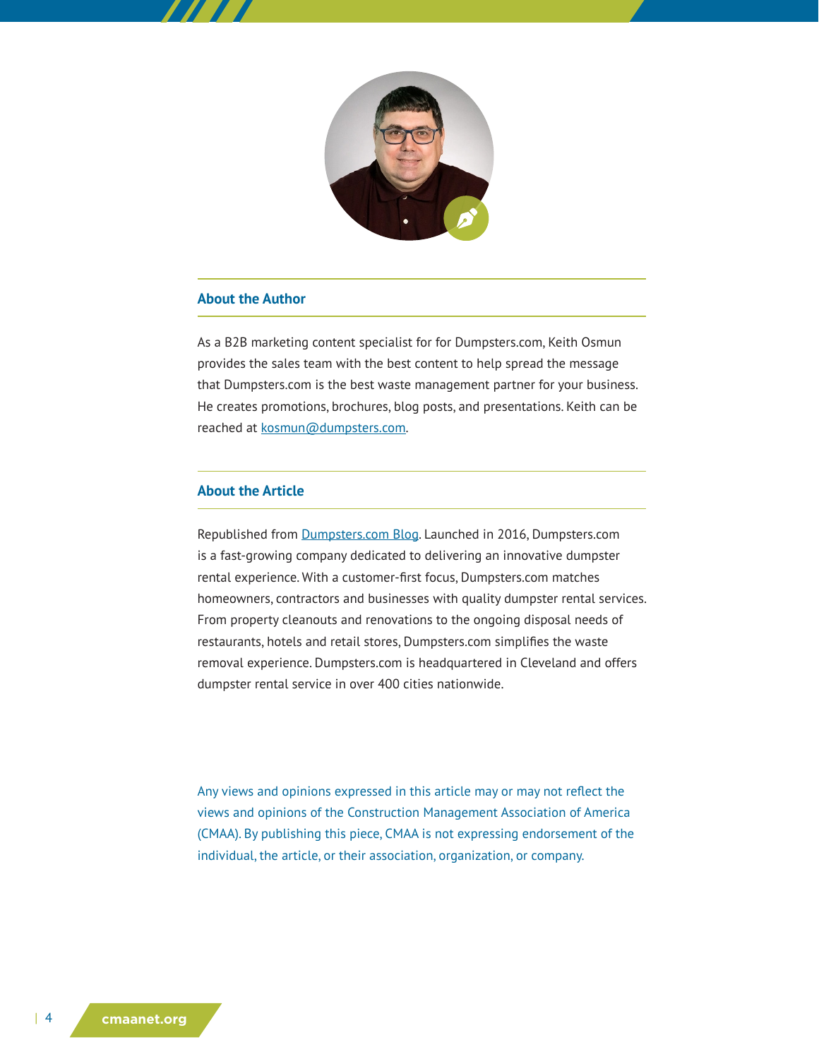## About the Author

As a B2B marketing content specialist for for Dumpsters.com, Keith Osmun provides the sales team with the best content to help spread the message that Dumpsters.com is the best waste management partner for your business. He creates promotions, brochures, blog posts, and presentations. Keith can be reached at kosmun@dumpsters.com.

## About the Article

Republished from Dumpsters.com Blog. Launched in 2016, Dumpsters.com is a fast-growing company dedicated to delivering an innovative dumpster rental experience. With a customer-first focus, Dumpsters.com matches homeowners, contractors and businesses with quality dumpster rental services. From property cleanouts and renovations to the ongoing disposal needs of restaurants, hotels and retail stores, Dumpsters.com simplifies the waste removal experience. Dumpsters.com is headquartered in Cleveland and offers dumpster rental service in over 400 cities nationwide.

Any views and opinions expressed in this article may or may not reflect the views and opinions of the Construction Management Association of America (CMAA). By publishing this piece, CMAA is not expressing endorsement of the individual, the article, or their association, organization, or company.